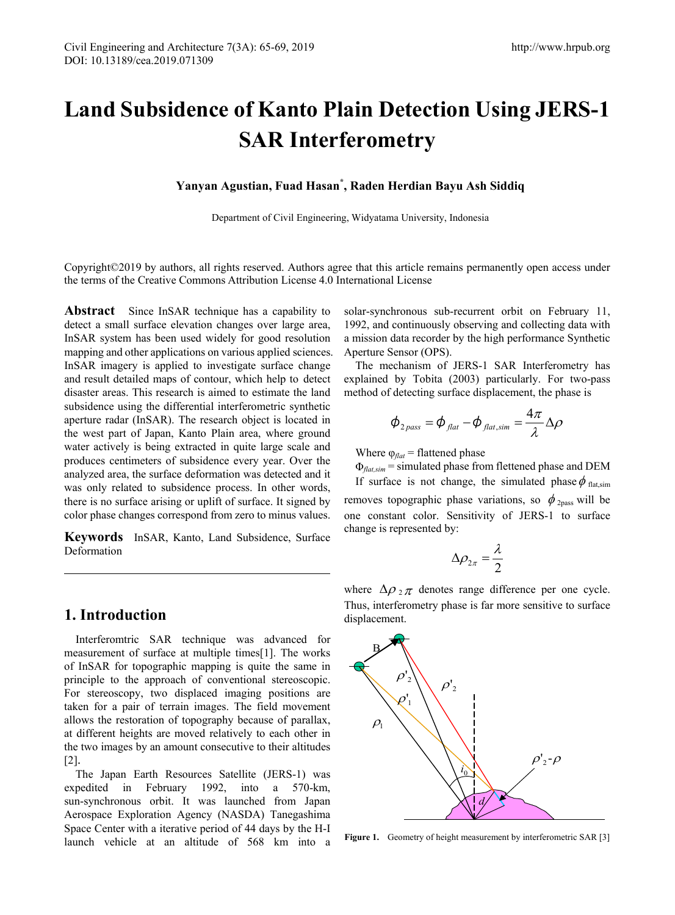# Land Subsidence of Kanto Plain Detection Using JERS-1 SAR Interferometry

**Yanyan Agustian, Fuad Hasan*, Raden Herdian Bayu Ash Siddiq**

Department of Civil Engineering, Widyatama University, Indonesia

Copyright©2019 by authors, all rights reserved. Authors agree that this article remains permanently open access under the terms of the Creative Commons Attribution License 4.0 International License

**Abstract** Since InSAR technique has a capability to detect a small surface elevation changes over large area, InSAR system has been used widely for good resolution mapping and other applications on various applied sciences. InSAR imagery is applied to investigate surface change and result detailed maps of contour, which help to detect disaster areas. This research is aimed to estimate the land subsidence using the differential interferometric synthetic aperture radar (InSAR). The research object is located in the west part of Japan, Kanto Plain area, where ground water actively is being extracted in quite large scale and produces centimeters of subsidence every year. Over the analyzed area, the surface deformation was detected and it was only related to subsidence process. In other words, there is no surface arising or uplift of surface. It signed by color phase changes correspond from zero to minus values.

**Keywords** InSAR, Kanto, Land Subsidence, Surface Deformation

## 1. Introduction

Interferomtric SAR technique was advanced for measurement of surface at multiple times[1]. The works of InSAR for topographic mapping is quite the same in principle to the approach of conventional stereoscopic. For stereoscopy, two displaced imaging positions are taken for a pair of terrain images. The field movement allows the restoration of topography because of parallax, at different heights are moved relatively to each other in the two images by an amount consecutive to their altitudes [2].

The Japan Earth Resources Satellite (JERS-1) was expedited in February 1992, into a 570-km, sun-synchronous orbit. It was launched from Japan Aerospace Exploration Agency (NASDA) Tanegashima Space Center with a iterative period of 44 days by the H-I launch vehicle at an altitude of 568 km into a solar-synchronous sub-recurrent orbit on February 11, 1992, and continuously observing and collecting data with a mission data recorder by the high performance Synthetic Aperture Sensor (OPS).

The mechanism of JERS-1 SAR Interferometry has explained by Tobita (2003) particularly. For two-pass method of detecting surface displacement, the phase is

$$\phi_{2pass} = \phi_{flat} - \phi_{flat,sim} = \frac{4\pi}{\lambda}\Delta\rho$$

Where $\varphi_{flat}$ = flattened phase

$\Phi_{flat,sim}$ = simulated phase from flettened phase and DEM

If surface is not change, the simulated phase $\phi_{flat,sim}$ removes topographic phase variations, so $\phi_{2pass}$ will be one constant color. Sensitivity of JERS-1 to surface change is represented by:

$$\Delta\rho_{2\pi} = \frac{\lambda}{2}$$

where $\Delta\rho_{2\pi}$ denotes range difference per one cycle. Thus, interferometry phase is far more sensitive to surface displacement.

**Figure 1.** Geometry of height measurement by interferometric SAR [3]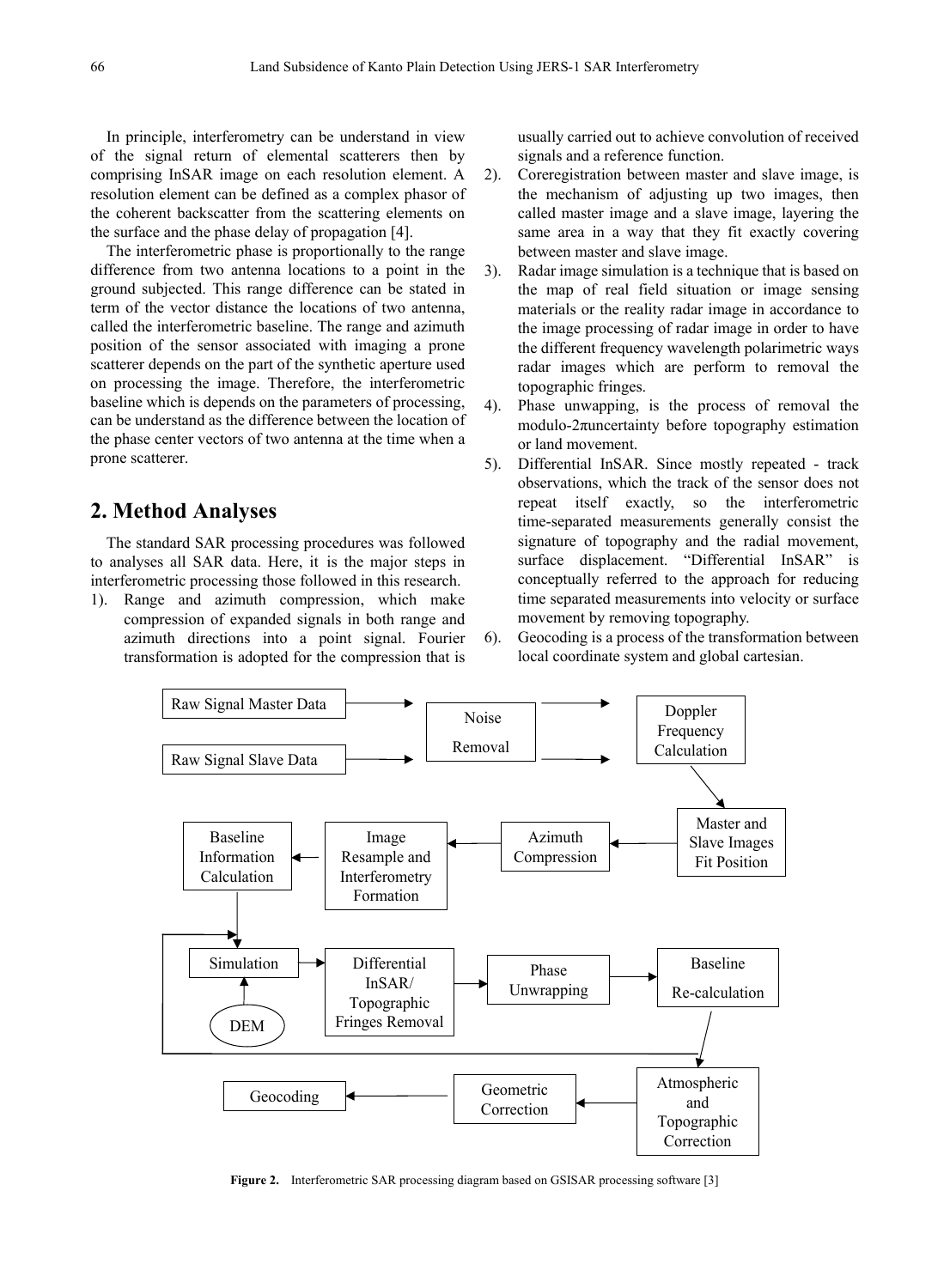In principle, interferometry can be understand in view of the signal return of elemental scatterers then by comprising InSAR image on each resolution element. A resolution element can be defined as a complex phasor of the coherent backscatter from the scattering elements on the surface and the phase delay of propagation [4].

The interferometric phase is proportionally to the range difference from two antenna locations to a point in the ground subjected. This range difference can be stated in term of the vector distance the locations of two antenna, called the interferometric baseline. The range and azimuth position of the sensor associated with imaging a prone scatterer depends on the part of the synthetic aperture used on processing the image. Therefore, the interferometric baseline which is depends on the parameters of processing, can be understand as the difference between the location of the phase center vectors of two antenna at the time when a prone scatterer.

## 2. Method Analyses

The standard SAR processing procedures was followed to analyses all SAR data. Here, it is the major steps in interferometric processing those followed in this research.

1). Range and azimuth compression, which make compression of expanded signals in both range and azimuth directions into a point signal. Fourier transformation is adopted for the compression that is usually carried out to achieve convolution of received signals and a reference function.

2). Coreregistration between master and slave image, is the mechanism of adjusting up two images, then called master image and a slave image, layering the same area in a way that they fit exactly covering between master and slave image.

3). Radar image simulation is a technique that is based on the map of real field situation or image sensing materials or the reality radar image in accordance to the image processing of radar image in order to have the different frequency wavelength polarimetric ways radar images which are perform to removal the topographic fringes.

4). Phase unwapping, is the process of removal the modulo-2πuncertainty before topography estimation or land movement.

5). Differential InSAR. Since mostly repeated - track observations, which the track of the sensor does not repeat itself exactly, so the interferometric time-separated measurements generally consist the signature of topography and the radial movement, surface displacement. "Differential InSAR" is conceptually referred to the approach for reducing time separated measurements into velocity or surface movement by removing topography.

6). Geocoding is a process of the transformation between local coordinate system and global cartesian.

Raw Signal Master Data → Noise Removal → Doppler Frequency Calculation

Raw Signal Slave Data → Noise Removal

Doppler Frequency Calculation → Master and Slave Images Fit Position → Azimuth Compression → Image Resample and Interferometry Formation → Baseline Information Calculation

Baseline Information Calculation → Simulation ← DEM

Simulation → Differential InSAR/ Topographic Fringes Removal → Phase Unwrapping → Baseline Re-calculation

Baseline Re-calculation → Atmospheric and Topographic Correction → Geometric Correction → Geocoding

**Figure 2.** Interferometric SAR processing diagram based on GSISAR processing software [3]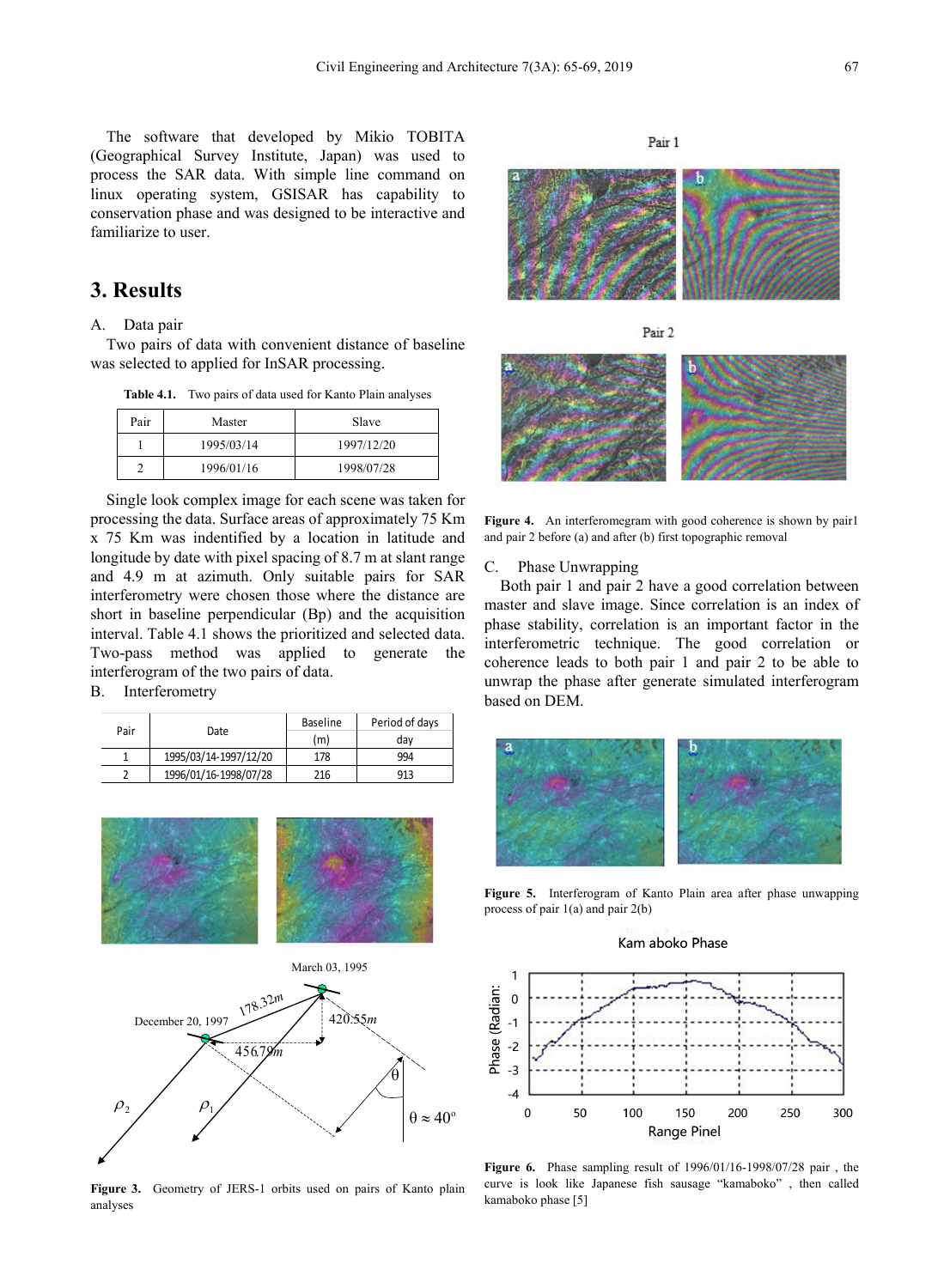The software that developed by Mikio TOBITA (Geographical Survey Institute, Japan) was used to process the SAR data. With simple line command on linux operating system, GSISAR has capability to conservation phase and was designed to be interactive and familiarize to user.

## 3. Results

A. Data pair

Two pairs of data with convenient distance of baseline was selected to applied for InSAR processing.

**Table 4.1.** Two pairs of data used for Kanto Plain analyses

| Pair | Master | Slave |
|---|---|---|
| 1 | 1995/03/14 | 1997/12/20 |
| 2 | 1996/01/16 | 1998/07/28 |

Single look complex image for each scene was taken for processing the data. Surface areas of approximately 75 Km x 75 Km was indentified by a location in latitude and longitude by date with pixel spacing of 8.7 m at slant range and 4.9 m at azimuth. Only suitable pairs for SAR interferometry were chosen those where the distance are short in baseline perpendicular (Bp) and the acquisition interval. Table 4.1 shows the prioritized and selected data. Two-pass method was applied to generate the interferogram of the two pairs of data.

B. Interferometry

| Pair | Date | Baseline (m) | Period of days day |
|---|---|---|---|
| 1 | 1995/03/14-1997/12/20 | 178 | 994 |
| 2 | 1996/01/16-1998/07/28 | 216 | 913 |

**Figure 3.** Geometry of JERS-1 orbits used on pairs of Kanto plain analyses

Pair 1

Pair 2

**Figure 4.** An interferomegram with good coherence is shown by pair1 and pair 2 before (a) and after (b) first topographic removal

C. Phase Unwrapping

Both pair 1 and pair 2 have a good correlation between master and slave image. Since correlation is an index of phase stability, correlation is an important factor in the interferometric technique. The good correlation or coherence leads to both pair 1 and pair 2 to be able to unwrap the phase after generate simulated interferogram based on DEM.

**Figure 5.** Interferogram of Kanto Plain area after phase unwapping process of pair 1(a) and pair 2(b)

**Figure 6.** Phase sampling result of 1996/01/16-1998/07/28 pair , the curve is look like Japanese fish sausage "kamaboko" , then called kamaboko phase [5]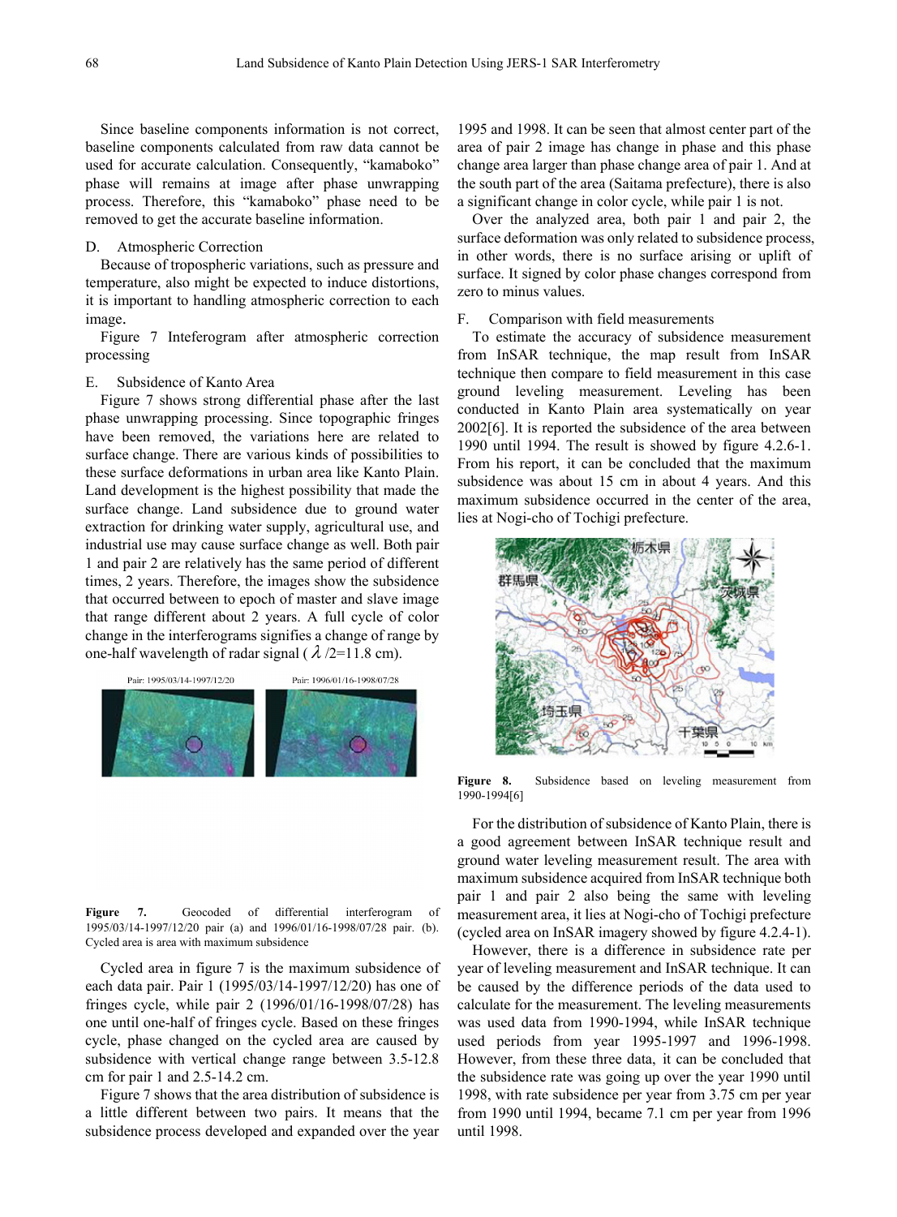Since baseline components information is not correct, baseline components calculated from raw data cannot be used for accurate calculation. Consequently, "kamaboko" phase will remains at image after phase unwrapping process. Therefore, this "kamaboko" phase need to be removed to get the accurate baseline information.

### D. Atmospheric Correction

Because of tropospheric variations, such as pressure and temperature, also might be expected to induce distortions, it is important to handling atmospheric correction to each image.

Figure 7 Inteferogram after atmospheric correction processing

### E. Subsidence of Kanto Area

Figure 7 shows strong differential phase after the last phase unwrapping processing. Since topographic fringes have been removed, the variations here are related to surface change. There are various kinds of possibilities to these surface deformations in urban area like Kanto Plain. Land development is the highest possibility that made the surface change. Land subsidence due to ground water extraction for drinking water supply, agricultural use, and industrial use may cause surface change as well. Both pair 1 and pair 2 are relatively has the same period of different times, 2 years. Therefore, the images show the subsidence that occurred between to epoch of master and slave image that range different about 2 years. A full cycle of color change in the interferograms signifies a change of range by one-half wavelength of radar signal ( $\lambda/2$=11.8 cm).

Pair: 1995/03/14-1997/12/20 Pair: 1996/01/16-1998/07/28

**Figure 7.** Geocoded of differential interferogram of 1995/03/14-1997/12/20 pair (a) and 1996/01/16-1998/07/28 pair. (b). Cycled area is area with maximum subsidence

Cycled area in figure 7 is the maximum subsidence of each data pair. Pair 1 (1995/03/14-1997/12/20) has one of fringes cycle, while pair 2 (1996/01/16-1998/07/28) has one until one-half of fringes cycle. Based on these fringes cycle, phase changed on the cycled area are caused by subsidence with vertical change range between 3.5-12.8 cm for pair 1 and 2.5-14.2 cm.

Figure 7 shows that the area distribution of subsidence is a little different between two pairs. It means that the subsidence process developed and expanded over the year 1995 and 1998. It can be seen that almost center part of the area of pair 2 image has change in phase and this phase change area larger than phase change area of pair 1. And at the south part of the area (Saitama prefecture), there is also a significant change in color cycle, while pair 1 is not.

Over the analyzed area, both pair 1 and pair 2, the surface deformation was only related to subsidence process, in other words, there is no surface arising or uplift of surface. It signed by color phase changes correspond from zero to minus values.

### F. Comparison with field measurements

To estimate the accuracy of subsidence measurement from InSAR technique, the map result from InSAR technique then compare to field measurement in this case ground leveling measurement. Leveling has been conducted in Kanto Plain area systematically on year 2002[6]. It is reported the subsidence of the area between 1990 until 1994. The result is showed by figure 4.2.6-1. From his report, it can be concluded that the maximum subsidence was about 15 cm in about 4 years. And this maximum subsidence occurred in the center of the area, lies at Nogi-cho of Tochigi prefecture.

**Figure 8.** Subsidence based on leveling measurement from 1990-1994[6]

For the distribution of subsidence of Kanto Plain, there is a good agreement between InSAR technique result and ground water leveling measurement result. The area with maximum subsidence acquired from InSAR technique both pair 1 and pair 2 also being the same with leveling measurement area, it lies at Nogi-cho of Tochigi prefecture (cycled area on InSAR imagery showed by figure 4.2.4-1).

However, there is a difference in subsidence rate per year of leveling measurement and InSAR technique. It can be caused by the difference periods of the data used to calculate for the measurement. The leveling measurements was used data from 1990-1994, while InSAR technique used periods from year 1995-1997 and 1996-1998. However, from these three data, it can be concluded that the subsidence rate was going up over the year 1990 until 1998, with rate subsidence per year from 3.75 cm per year from 1990 until 1994, became 7.1 cm per year from 1996 until 1998.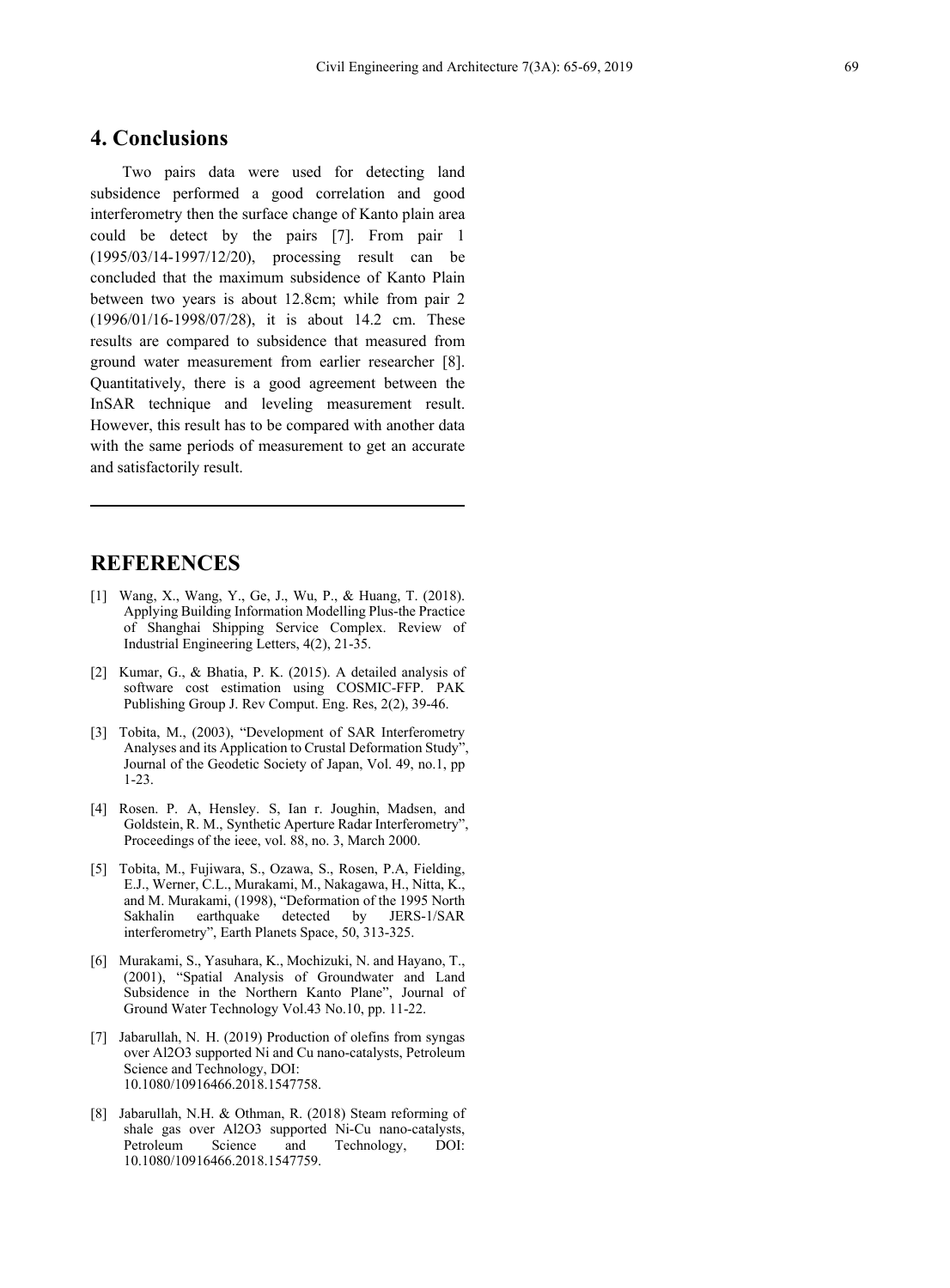## 4. Conclusions

Two pairs data were used for detecting land subsidence performed a good correlation and good interferometry then the surface change of Kanto plain area could be detect by the pairs [7]. From pair 1 (1995/03/14-1997/12/20), processing result can be concluded that the maximum subsidence of Kanto Plain between two years is about 12.8cm; while from pair 2 (1996/01/16-1998/07/28), it is about 14.2 cm. These results are compared to subsidence that measured from ground water measurement from earlier researcher [8]. Quantitatively, there is a good agreement between the InSAR technique and leveling measurement result. However, this result has to be compared with another data with the same periods of measurement to get an accurate and satisfactorily result.

---

## REFERENCES

[1] Wang, X., Wang, Y., Ge, J., Wu, P., & Huang, T. (2018). Applying Building Information Modelling Plus-the Practice of Shanghai Shipping Service Complex. Review of Industrial Engineering Letters, 4(2), 21-35.

[2] Kumar, G., & Bhatia, P. K. (2015). A detailed analysis of software cost estimation using COSMIC-FFP. PAK Publishing Group J. Rev Comput. Eng. Res, 2(2), 39-46.

[3] Tobita, M., (2003), "Development of SAR Interferometry Analyses and its Application to Crustal Deformation Study", Journal of the Geodetic Society of Japan, Vol. 49, no.1, pp 1-23.

[4] Rosen. P. A, Hensley. S, Ian r. Joughin, Madsen, and Goldstein, R. M., Synthetic Aperture Radar Interferometry", Proceedings of the ieee, vol. 88, no. 3, March 2000.

[5] Tobita, M., Fujiwara, S., Ozawa, S., Rosen, P.A, Fielding, E.J., Werner, C.L., Murakami, M., Nakagawa, H., Nitta, K., and M. Murakami, (1998), "Deformation of the 1995 North Sakhalin earthquake detected by JERS-1/SAR interferometry", Earth Planets Space, 50, 313-325.

[6] Murakami, S., Yasuhara, K., Mochizuki, N. and Hayano, T., (2001), "Spatial Analysis of Groundwater and Land Subsidence in the Northern Kanto Plane", Journal of Ground Water Technology Vol.43 No.10, pp. 11-22.

[7] Jabarullah, N. H. (2019) Production of olefins from syngas over Al2O3 supported Ni and Cu nano-catalysts, Petroleum Science and Technology, DOI: 10.1080/10916466.2018.1547758.

[8] Jabarullah, N.H. & Othman, R. (2018) Steam reforming of shale gas over Al2O3 supported Ni-Cu nano-catalysts, Petroleum Science and Technology, DOI: 10.1080/10916466.2018.1547759.